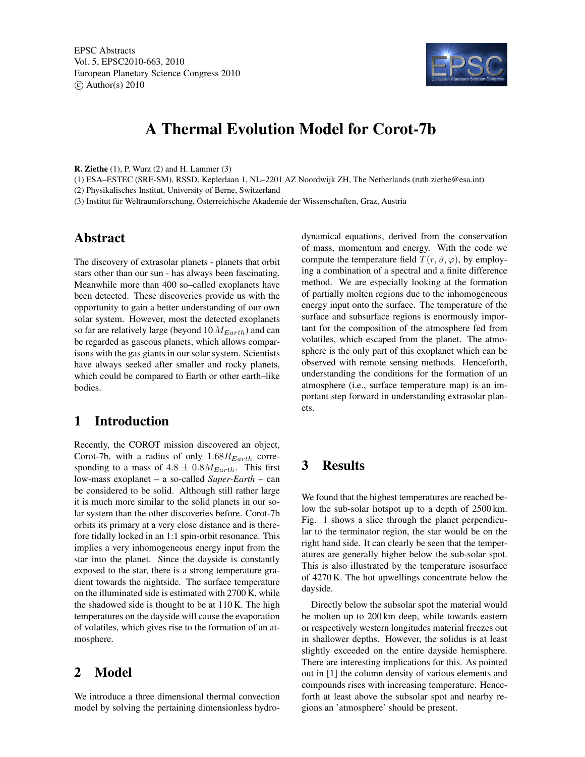EPSC Abstracts
Vol. 5, EPSC2010-663, 2010
European Planetary Science Congress 2010
© Author(s) 2010

# A Thermal Evolution Model for Corot-7b

**R. Ziethe** (1), P. Wurz (2) and H. Lammer (3)

(1) ESA–ESTEC (SRE-SM), RSSD, Keplerlaan 1, NL–2201 AZ Noordwijk ZH, The Netherlands (ruth.ziethe@esa.int)

(2) Physikalisches Institut, University of Berne, Switzerland

(3) Institut für Weltraumforschung, Österreichische Akademie der Wissenschaften, Graz, Austria

## Abstract

The discovery of extrasolar planets - planets that orbit stars other than our sun - has always been fascinating. Meanwhile more than 400 so–called exoplanets have been detected. These discoveries provide us with the opportunity to gain a better understanding of our own solar system. However, most the detected exoplanets so far are relatively large (beyond 10 $M_{Earth}$) and can be regarded as gaseous planets, which allows comparisons with the gas giants in our solar system. Scientists have always seeked after smaller and rocky planets, which could be compared to Earth or other earth–like bodies.

## 1 Introduction

Recently, the COROT mission discovered an object, Corot-7b, with a radius of only $1.68R_{Earth}$ corresponding to a mass of $4.8 \pm 0.8M_{Earth}$. This first low-mass exoplanet – a so-called *Super-Earth* – can be considered to be solid. Although still rather large it is much more similar to the solid planets in our solar system than the other discoveries before. Corot-7b orbits its primary at a very close distance and is therefore tidally locked in an 1:1 spin-orbit resonance. This implies a very inhomogeneous energy input from the star into the planet. Since the dayside is constantly exposed to the star, there is a strong temperature gradient towards the nightside. The surface temperature on the illuminated side is estimated with 2700 K, while the shadowed side is thought to be at 110 K. The high temperatures on the dayside will cause the evaporation of volatiles, which gives rise to the formation of an atmosphere.

## 2 Model

We introduce a three dimensional thermal convection model by solving the pertaining dimensionless hydrodynamical equations, derived from the conservation of mass, momentum and energy. With the code we compute the temperature field $T(r, \vartheta, \varphi)$, by employing a combination of a spectral and a finite difference method. We are especially looking at the formation of partially molten regions due to the inhomogeneous energy input onto the surface. The temperature of the surface and subsurface regions is enormously important for the composition of the atmosphere fed from volatiles, which escaped from the planet. The atmosphere is the only part of this exoplanet which can be observed with remote sensing methods. Henceforth, understanding the conditions for the formation of an atmosphere (i.e., surface temperature map) is an important step forward in understanding extrasolar planets.

## 3 Results

We found that the highest temperatures are reached below the sub-solar hotspot up to a depth of 2500 km. Fig. 1 shows a slice through the planet perpendicular to the terminator region, the star would be on the right hand side. It can clearly be seen that the temperatures are generally higher below the sub-solar spot. This is also illustrated by the temperature isosurface of 4270 K. The hot upwellings concentrate below the dayside.

Directly below the subsolar spot the material would be molten up to 200 km deep, while towards eastern or respectively western longitudes material freezes out in shallower depths. However, the solidus is at least slightly exceeded on the entire dayside hemisphere. There are interesting implications for this. As pointed out in [1] the column density of various elements and compounds rises with increasing temperature. Henceforth at least above the subsolar spot and nearby regions an 'atmosphere' should be present.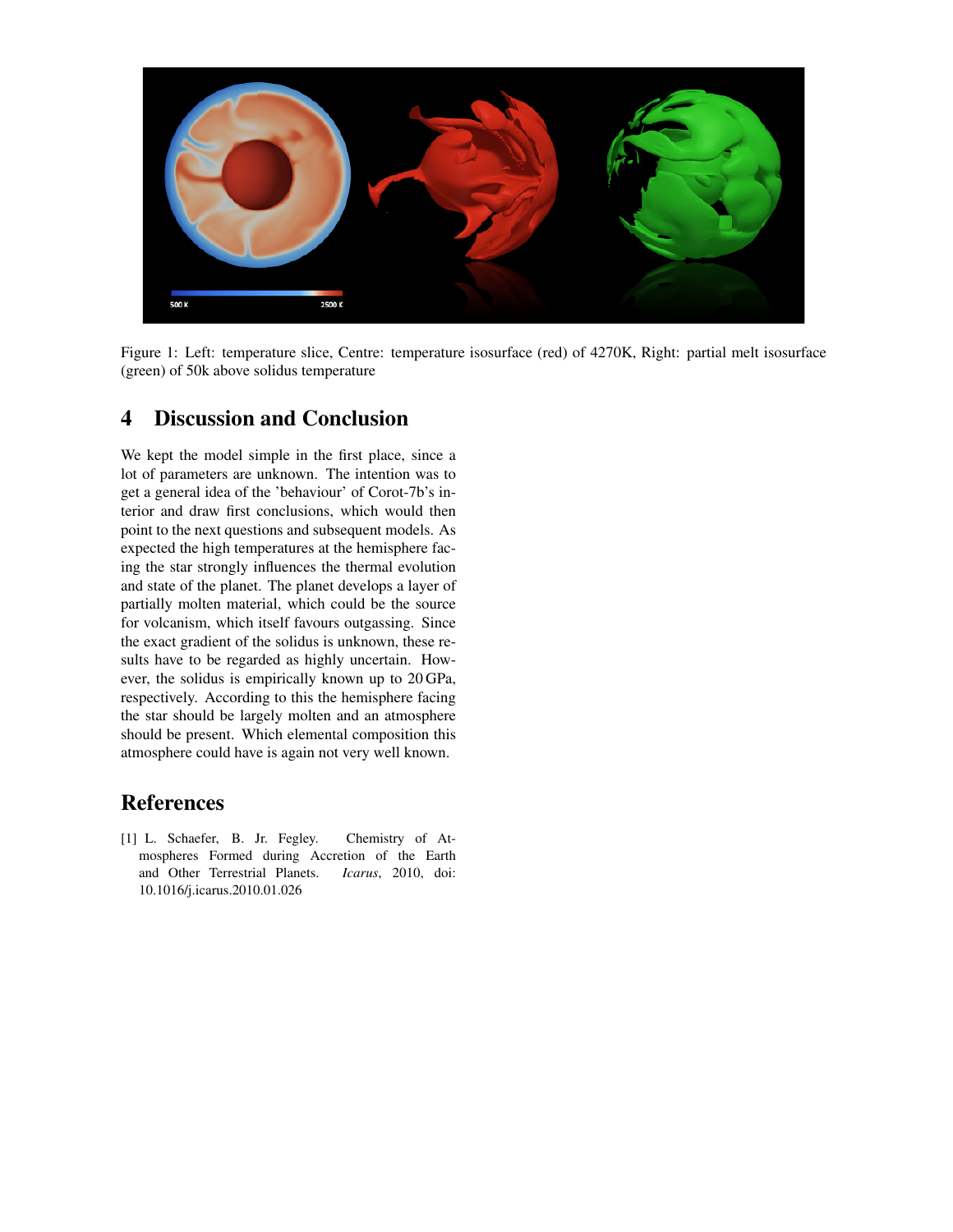500 K
2500 K

Figure 1: Left: temperature slice, Centre: temperature isosurface (red) of 4270K, Right: partial melt isosurface (green) of 50k above solidus temperature

## 4 Discussion and Conclusion

We kept the model simple in the first place, since a lot of parameters are unknown. The intention was to get a general idea of the 'behaviour' of Corot-7b's interior and draw first conclusions, which would then point to the next questions and subsequent models. As expected the high temperatures at the hemisphere facing the star strongly influences the thermal evolution and state of the planet. The planet develops a layer of partially molten material, which could be the source for volcanism, which itself favours outgassing. Since the exact gradient of the solidus is unknown, these results have to be regarded as highly uncertain. However, the solidus is empirically known up to 20 GPa, respectively. According to this the hemisphere facing the star should be largely molten and an atmosphere should be present. Which elemental composition this atmosphere could have is again not very well known.

## References

[1] L. Schaefer, B. Jr. Fegley. Chemistry of Atmospheres Formed during Accretion of the Earth and Other Terrestrial Planets. *Icarus*, 2010, doi: 10.1016/j.icarus.2010.01.026